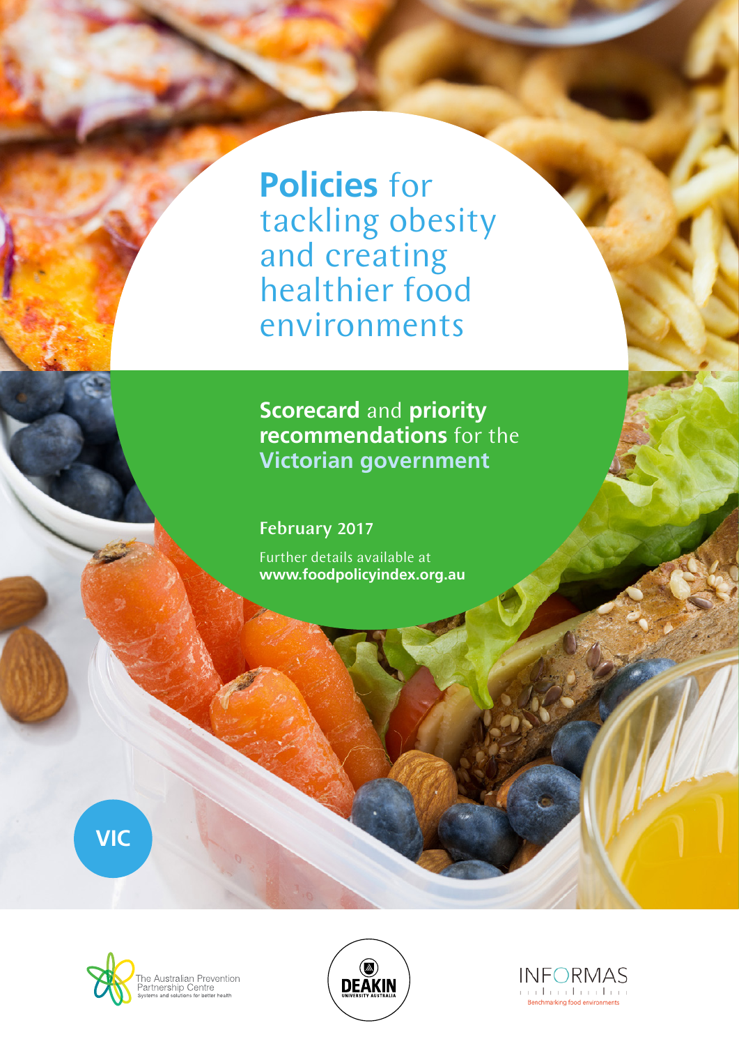# Policies for tackling obesity and creating healthier food environments

## Scorecard and priority recommendations for the Victorian government

**February 2017**

Further details available at **www.foodpolicyindex.org.au**

VIC

The Australian Prevention Partnership Centre
Systems and solutions for better health

DEAKIN UNIVERSITY AUSTRALIA

INFORMAS
Benchmarking food environments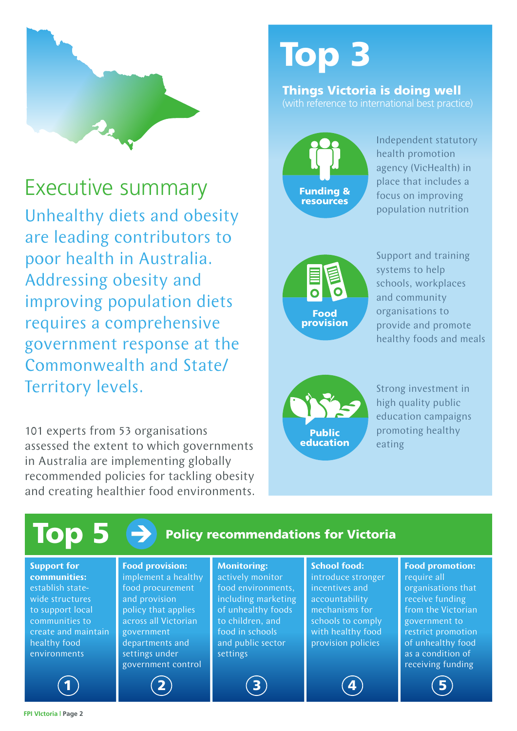# Executive summary

## Unhealthy diets and obesity are leading contributors to poor health in Australia. Addressing obesity and improving population diets requires a comprehensive government response at the Commonwealth and State/Territory levels.

101 experts from 53 organisations assessed the extent to which governments in Australia are implementing globally recommended policies for tackling obesity and creating healthier food environments.

# Top 3

**Things Victoria is doing well**
(with reference to international best practice)

**Funding & resources**
Independent statutory health promotion agency (VicHealth) in place that includes a focus on improving population nutrition

**Food provision**
Support and training systems to help schools, workplaces and community organisations to provide and promote healthy foods and meals

**Public education**
Strong investment in high quality public education campaigns promoting healthy eating

# Top 5 → Policy recommendations for Victoria

1. **Support for communities:** establish state-wide structures to support local communities to create and maintain healthy food environments
2. **Food provision:** implement a healthy food procurement and provision policy that applies across all Victorian government departments and settings under government control
3. **Monitoring:** actively monitor food environments, including marketing of unhealthy foods to children, and food in schools and public sector settings
4. **School food:** introduce stronger incentives and accountability mechanisms for schools to comply with healthy food provision policies
5. **Food promotion:** require all organisations that receive funding from the Victorian government to restrict promotion of unhealthy food as a condition of receiving funding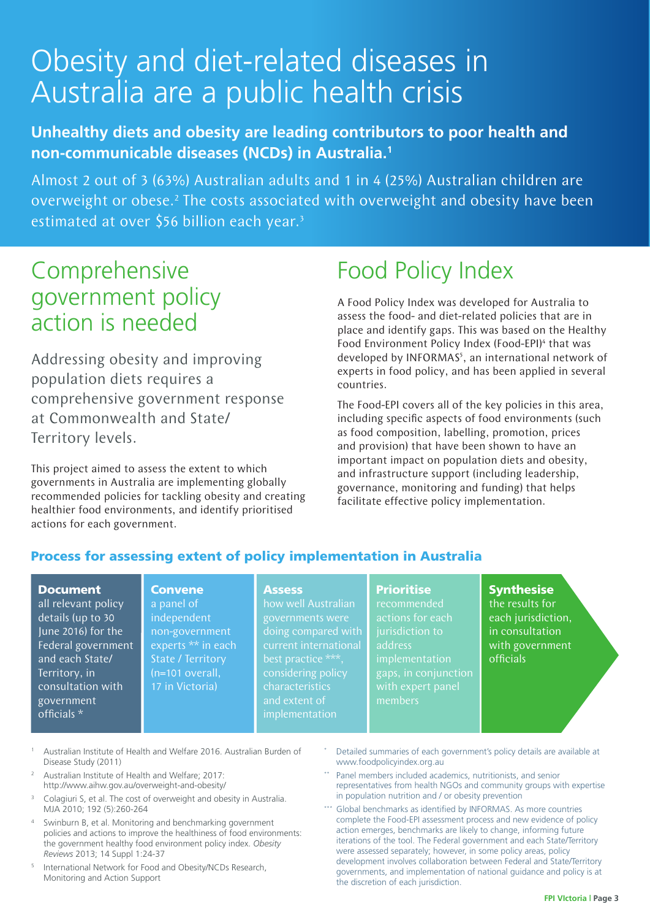# Obesity and diet-related diseases in Australia are a public health crisis

**Unhealthy diets and obesity are leading contributors to poor health and non-communicable diseases (NCDs) in Australia.[1]**

Almost 2 out of 3 (63%) Australian adults and 1 in 4 (25%) Australian children are overweight or obese.[2] The costs associated with overweight and obesity have been estimated at over $56 billion each year.[3]

## Comprehensive government policy action is needed

Addressing obesity and improving population diets requires a comprehensive government response at Commonwealth and State/Territory levels.

This project aimed to assess the extent to which governments in Australia are implementing globally recommended policies for tackling obesity and creating healthier food environments, and identify prioritised actions for each government.

## Food Policy Index

A Food Policy Index was developed for Australia to assess the food- and diet-related policies that are in place and identify gaps. This was based on the Healthy Food Environment Policy Index (Food-EPI)[4] that was developed by INFORMAS[5], an international network of experts in food policy, and has been applied in several countries.

The Food-EPI covers all of the key policies in this area, including specific aspects of food environments (such as food composition, labelling, promotion, prices and provision) that have been shown to have an important impact on population diets and obesity, and infrastructure support (including leadership, governance, monitoring and funding) that helps facilitate effective policy implementation.

### Process for assessing extent of policy implementation in Australia

- **Document** all relevant policy details (up to 30 June 2016) for the Federal government and each State/Territory, in consultation with government officials *
- **Convene** a panel of independent non-government experts ** in each State / Territory (n=101 overall, 17 in Victoria)
- **Assess** how well Australian governments were doing compared with current international best practice ***, considering policy characteristics and extent of implementation
- **Prioritise** recommended actions for each jurisdiction to address implementation gaps, in conjunction with expert panel members
- **Synthesise** the results for each jurisdiction, in consultation with government officials

1. Australian Institute of Health and Welfare 2016. Australian Burden of Disease Study (2011)
2. Australian Institute of Health and Welfare; 2017: http://www.aihw.gov.au/overweight-and-obesity/
3. Colagiuri S, et al. The cost of overweight and obesity in Australia. MJA 2010; 192 (5):260-264
4. Swinburn B, et al. Monitoring and benchmarking government policies and actions to improve the healthiness of food environments: the government healthy food environment policy index. *Obesity Reviews* 2013; 14 Suppl 1:24-37
5. International Network for Food and Obesity/NCDs Research, Monitoring and Action Support

\* Detailed summaries of each government's policy details are available at www.foodpolicyindex.org.au

\** Panel members included academics, nutritionists, and senior representatives from health NGOs and community groups with expertise in population nutrition and / or obesity prevention

\*** Global benchmarks as identified by INFORMAS. As more countries complete the Food-EPI assessment process and new evidence of policy action emerges, benchmarks are likely to change, informing future iterations of the tool. The Federal government and each State/Territory were assessed separately; however, in some policy areas, policy development involves collaboration between Federal and State/Territory governments, and implementation of national guidance and policy is at the discretion of each jurisdiction.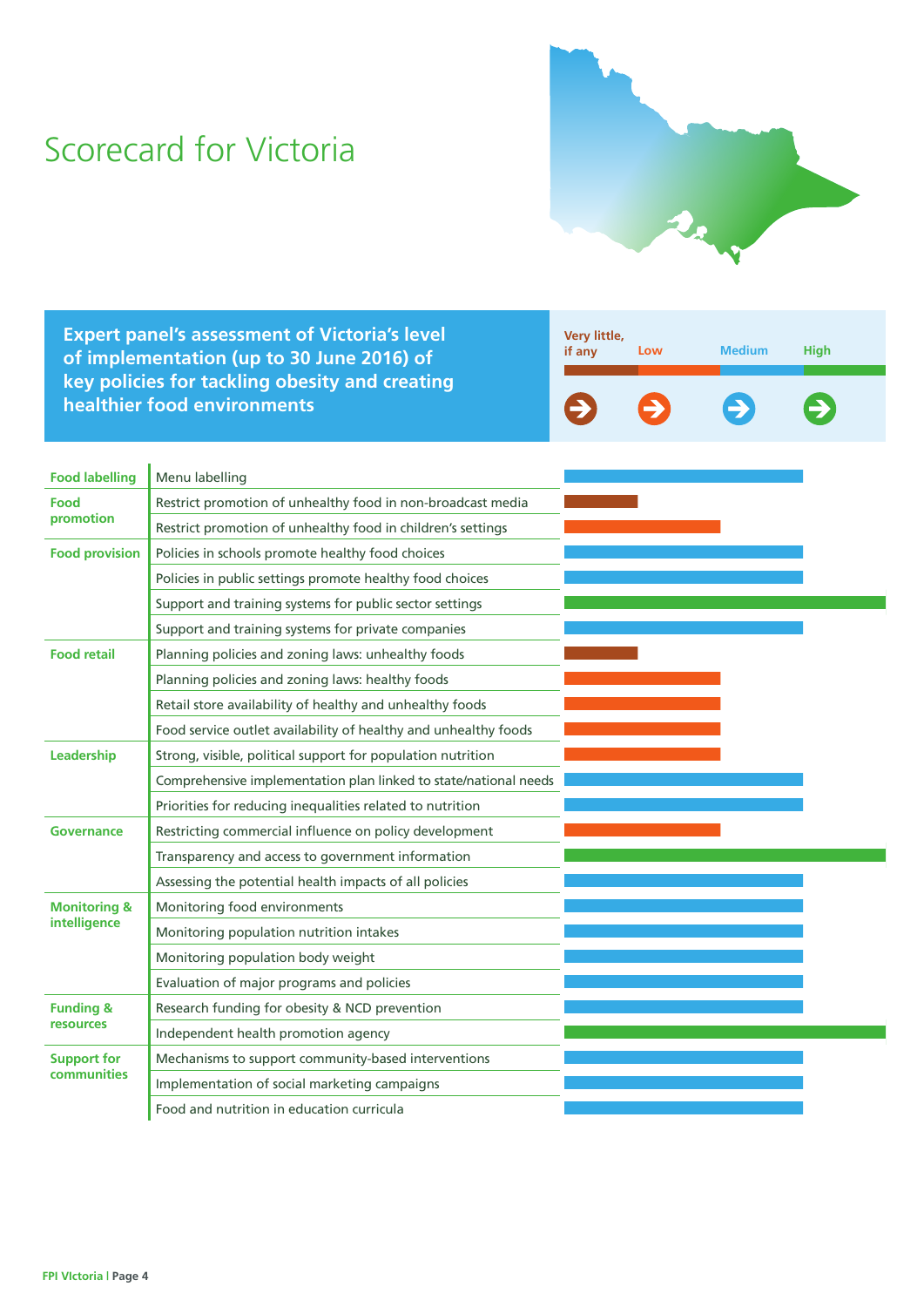# Scorecard for Victoria

**Expert panel's assessment of Victoria's level of implementation (up to 30 June 2016) of key policies for tackling obesity and creating healthier food environments**

Legend: Very little, if any | Low | Medium | High

| Domain | Policy | Level of implementation |
|---|---|---|
| Food labelling | Menu labelling | Medium |
| Food promotion | Restrict promotion of unhealthy food in non-broadcast media | Very little, if any |
| | Restrict promotion of unhealthy food in children's settings | Low |
| Food provision | Policies in schools promote healthy food choices | Medium |
| | Policies in public settings promote healthy food choices | Medium |
| | Support and training systems for public sector settings | High |
| | Support and training systems for private companies | Medium |
| Food retail | Planning policies and zoning laws: unhealthy foods | Very little, if any |
| | Planning policies and zoning laws: healthy foods | Low |
| | Retail store availability of healthy and unhealthy foods | Low |
| | Food service outlet availability of healthy and unhealthy foods | Low |
| Leadership | Strong, visible, political support for population nutrition | Low |
| | Comprehensive implementation plan linked to state/national needs | Medium |
| | Priorities for reducing inequalities related to nutrition | Medium |
| Governance | Restricting commercial influence on policy development | Low |
| | Transparency and access to government information | High |
| | Assessing the potential health impacts of all policies | Medium |
| Monitoring & intelligence | Monitoring food environments | Medium |
| | Monitoring population nutrition intakes | Medium |
| | Monitoring population body weight | Medium |
| | Evaluation of major programs and policies | Medium |
| Funding & resources | Research funding for obesity & NCD prevention | Medium |
| | Independent health promotion agency | High |
| Support for communities | Mechanisms to support community-based interventions | Medium |
| | Implementation of social marketing campaigns | Medium |
| | Food and nutrition in education curricula | Medium |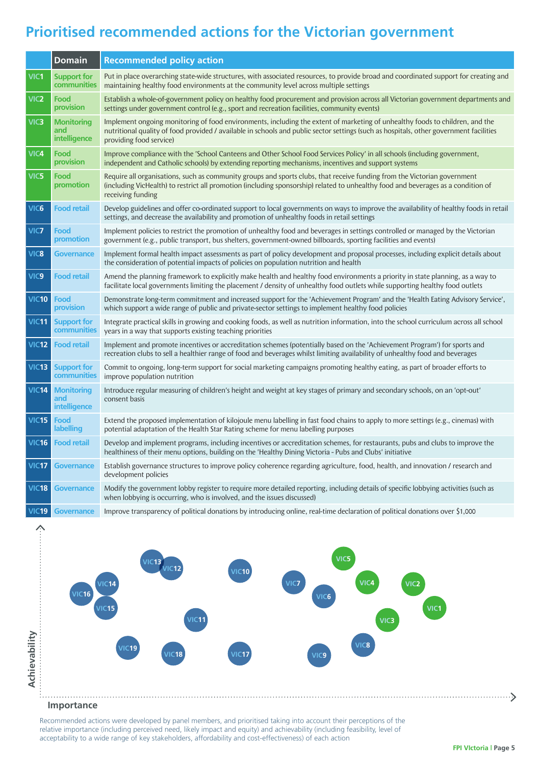# Prioritised recommended actions for the Victorian government

| | Domain | Recommended policy action |
|---|---|---|
| VIC1 | Support for communities | Put in place overarching state-wide structures, with associated resources, to provide broad and coordinated support for creating and maintaining healthy food environments at the community level across multiple settings |
| VIC2 | Food provision | Establish a whole-of-government policy on healthy food procurement and provision across all Victorian government departments and settings under government control (e.g., sport and recreation facilities, community events) |
| VIC3 | Monitoring and intelligence | Implement ongoing monitoring of food environments, including the extent of marketing of unhealthy foods to children, and the nutritional quality of food provided / available in schools and public sector settings (such as hospitals, other government facilities providing food service) |
| VIC4 | Food provision | Improve compliance with the 'School Canteens and Other School Food Services Policy' in all schools (including government, independent and Catholic schools) by extending reporting mechanisms, incentives and support systems |
| VIC5 | Food promotion | Require all organisations, such as community groups and sports clubs, that receive funding from the Victorian government (including VicHealth) to restrict all promotion (including sponsorship) related to unhealthy food and beverages as a condition of receiving funding |
| VIC6 | Food retail | Develop guidelines and offer co-ordinated support to local governments on ways to improve the availability of healthy foods in retail settings, and decrease the availability and promotion of unhealthy foods in retail settings |
| VIC7 | Food promotion | Implement policies to restrict the promotion of unhealthy food and beverages in settings controlled or managed by the Victorian government (e.g., public transport, bus shelters, government-owned billboards, sporting facilities and events) |
| VIC8 | Governance | Implement formal health impact assessments as part of policy development and proposal processes, including explicit details about the consideration of potential impacts of policies on population nutrition and health |
| VIC9 | Food retail | Amend the planning framework to explicitly make health and healthy food environments a priority in state planning, as a way to facilitate local governments limiting the placement / density of unhealthy food outlets while supporting healthy food outlets |
| VIC10 | Food provision | Demonstrate long-term commitment and increased support for the 'Achievement Program' and the 'Health Eating Advisory Service', which support a wide range of public and private-sector settings to implement healthy food policies |
| VIC11 | Support for communities | Integrate practical skills in growing and cooking foods, as well as nutrition information, into the school curriculum across all school years in a way that supports existing teaching priorities |
| VIC12 | Food retail | Implement and promote incentives or accreditation schemes (potentially based on the 'Achievement Program') for sports and recreation clubs to sell a healthier range of food and beverages whilst limiting availability of unhealthy food and beverages |
| VIC13 | Support for communities | Commit to ongoing, long-term support for social marketing campaigns promoting healthy eating, as part of broader efforts to improve population nutrition |
| VIC14 | Monitoring and intelligence | Introduce regular measuring of children's height and weight at key stages of primary and secondary schools, on an 'opt-out' consent basis |
| VIC15 | Food labelling | Extend the proposed implementation of kilojoule menu labelling in fast food chains to apply to more settings (e.g., cinemas) with potential adaptation of the Health Star Rating scheme for menu labelling purposes |
| VIC16 | Food retail | Develop and implement programs, including incentives or accreditation schemes, for restaurants, pubs and clubs to improve the healthiness of their menu options, building on the 'Healthy Dining Victoria - Pubs and Clubs' initiative |
| VIC17 | Governance | Establish governance structures to improve policy coherence regarding agriculture, food, health, and innovation / research and development policies |
| VIC18 | Governance | Modify the government lobby register to require more detailed reporting, including details of specific lobbying activities (such as when lobbying is occurring, who is involved, and the issues discussed) |
| VIC19 | Governance | Improve transparency of political donations by introducing online, real-time declaration of political donations over $1,000 |

Achievability

VIC13 VIC12 VIC10 VIC5 VIC14 VIC7 VIC4 VIC2 VIC16 VIC6 VIC15 VIC1 VIC11 VIC3 VIC8 VIC19 VIC18 VIC17 VIC9

Importance

Recommended actions were developed by panel members, and prioritised taking into account their perceptions of the relative importance (including perceived need, likely impact and equity) and achievability (including feasibility, level of acceptability to a wide range of key stakeholders, affordability and cost-effectiveness) of each action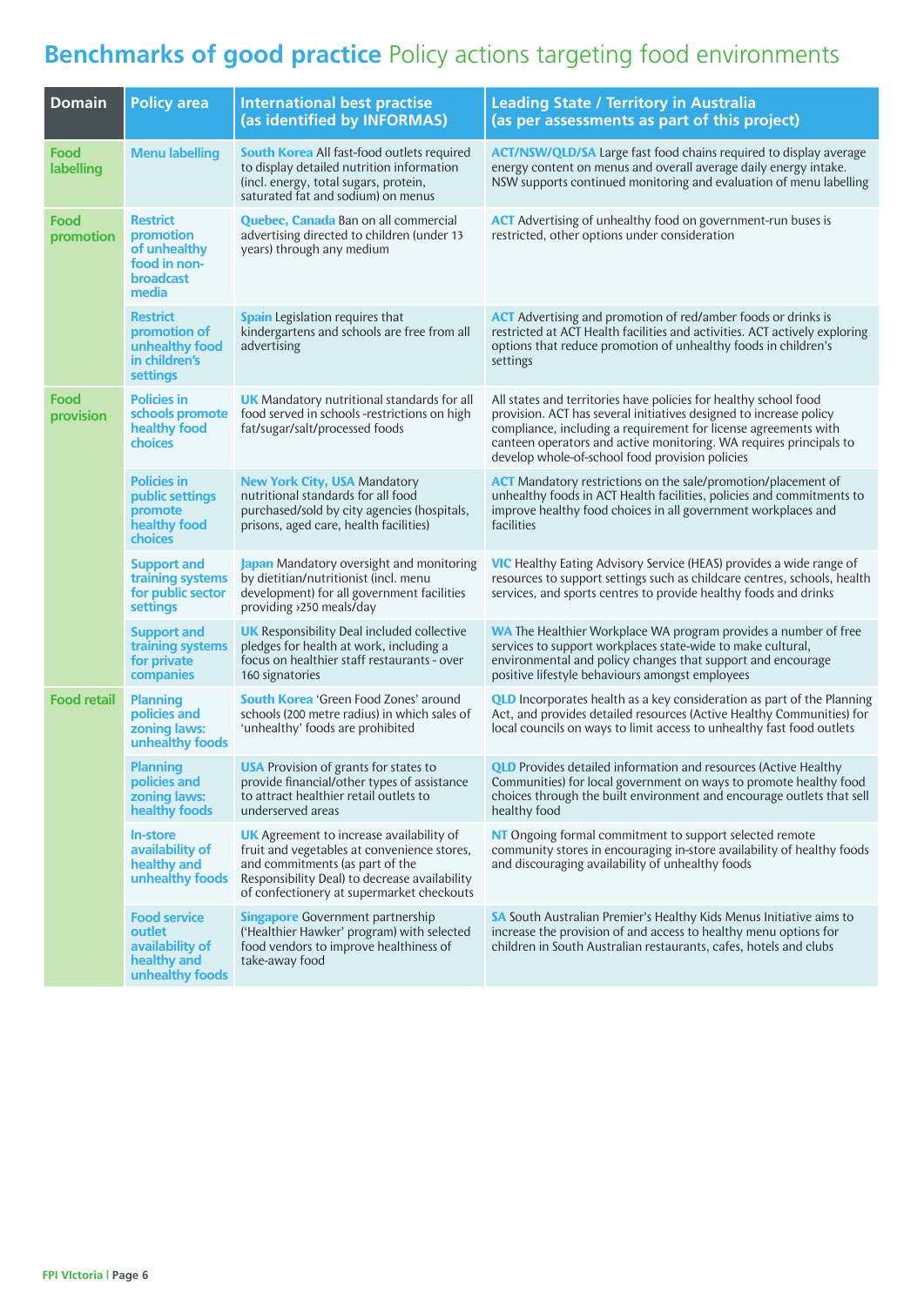# Benchmarks of good practice Policy actions targeting food environments

| Domain | Policy area | International best practise (as identified by INFORMAS) | Leading State / Territory in Australia (as per assessments as part of this project) |
|---|---|---|---|
| Food labelling | Menu labelling | **South Korea** All fast-food outlets required to display detailed nutrition information (incl. energy, total sugars, protein, saturated fat and sodium) on menus | **ACT/NSW/QLD/SA** Large fast food chains required to display average energy content on menus and overall average daily energy intake. NSW supports continued monitoring and evaluation of menu labelling |
| Food promotion | Restrict promotion of unhealthy food in non-broadcast media | **Quebec, Canada** Ban on all commercial advertising directed to children (under 13 years) through any medium | **ACT** Advertising of unhealthy food on government-run buses is restricted, other options under consideration |
| | Restrict promotion of unhealthy food in children's settings | **Spain** Legislation requires that kindergartens and schools are free from all advertising | **ACT** Advertising and promotion of red/amber foods or drinks is restricted at ACT Health facilities and activities. ACT actively exploring options that reduce promotion of unhealthy foods in children's settings |
| Food provision | Policies in schools promote healthy food choices | **UK** Mandatory nutritional standards for all food served in schools -restrictions on high fat/sugar/salt/processed foods | All states and territories have policies for healthy school food provision. ACT has several initiatives designed to increase policy compliance, including a requirement for license agreements with canteen operators and active monitoring. WA requires principals to develop whole-of-school food provision policies |
| | Policies in public settings promote healthy food choices | **New York City, USA** Mandatory nutritional standards for all food purchased/sold by city agencies (hospitals, prisons, aged care, health facilities) | **ACT** Mandatory restrictions on the sale/promotion/placement of unhealthy foods in ACT Health facilities, policies and commitments to improve healthy food choices in all government workplaces and facilities |
| | Support and training systems for public sector settings | **Japan** Mandatory oversight and monitoring by dietitian/nutritionist (incl. menu development) for all government facilities providing >250 meals/day | **VIC** Healthy Eating Advisory Service (HEAS) provides a wide range of resources to support settings such as childcare centres, schools, health services, and sports centres to provide healthy foods and drinks |
| | Support and training systems for private companies | **UK** Responsibility Deal included collective pledges for health at work, including a focus on healthier staff restaurants - over 160 signatories | **WA** The Healthier Workplace WA program provides a number of free services to support workplaces state-wide to make cultural, environmental and policy changes that support and encourage positive lifestyle behaviours amongst employees |
| Food retail | Planning policies and zoning laws: unhealthy foods | **South Korea** 'Green Food Zones' around schools (200 metre radius) in which sales of 'unhealthy' foods are prohibited | **QLD** Incorporates health as a key consideration as part of the Planning Act, and provides detailed resources (Active Healthy Communities) for local councils on ways to limit access to unhealthy fast food outlets |
| | Planning policies and zoning laws: healthy foods | **USA** Provision of grants for states to provide financial/other types of assistance to attract healthier retail outlets to underserved areas | **QLD** Provides detailed information and resources (Active Healthy Communities) for local government on ways to promote healthy food choices through the built environment and encourage outlets that sell healthy food |
| | In-store availability of healthy and unhealthy foods | **UK** Agreement to increase availability of fruit and vegetables at convenience stores, and commitments (as part of the Responsibility Deal) to decrease availability of confectionery at supermarket checkouts | **NT** Ongoing formal commitment to support selected remote community stores in encouraging in-store availability of healthy foods and discouraging availability of unhealthy foods |
| | Food service outlet availability of healthy and unhealthy foods | **Singapore** Government partnership ('Healthier Hawker' program) with selected food vendors to improve healthiness of take-away food | **SA** South Australian Premier's Healthy Kids Menus Initiative aims to increase the provision of and access to healthy menu options for children in South Australian restaurants, cafes, hotels and clubs |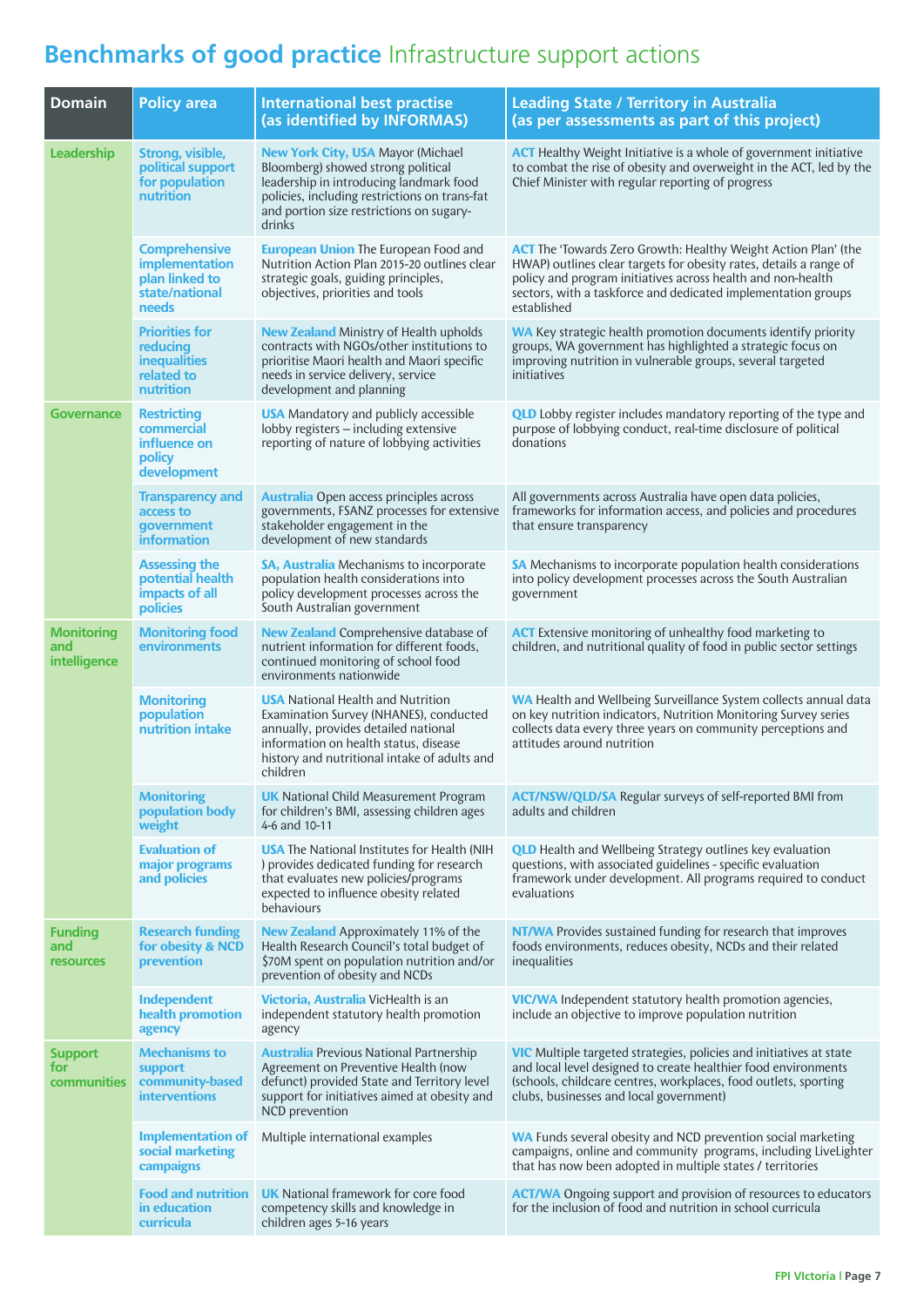# **Benchmarks of good practice** Infrastructure support actions

| Domain | Policy area | International best practise (as identified by INFORMAS) | Leading State / Territory in Australia (as per assessments as part of this project) |
|---|---|---|---|
| **Leadership** | **Strong, visible, political support for population nutrition** | **New York City, USA** Mayor (Michael Bloomberg) showed strong political leadership in introducing landmark food policies, including restrictions on trans-fat and portion size restrictions on sugary-drinks | **ACT** Healthy Weight Initiative is a whole of government initiative to combat the rise of obesity and overweight in the ACT, led by the Chief Minister with regular reporting of progress |
| | **Comprehensive implementation plan linked to state/national needs** | **European Union** The European Food and Nutrition Action Plan 2015-20 outlines clear strategic goals, guiding principles, objectives, priorities and tools | **ACT** The 'Towards Zero Growth: Healthy Weight Action Plan' (the HWAP) outlines clear targets for obesity rates, details a range of policy and program initiatives across health and non-health sectors, with a taskforce and dedicated implementation groups established |
| | **Priorities for reducing inequalities related to nutrition** | **New Zealand** Ministry of Health upholds contracts with NGOs/other institutions to prioritise Maori health and Maori specific needs in service delivery, service development and planning | **WA** Key strategic health promotion documents identify priority groups, WA government has highlighted a strategic focus on improving nutrition in vulnerable groups, several targeted initiatives |
| **Governance** | **Restricting commercial influence on policy development** | **USA** Mandatory and publicly accessible lobby registers – including extensive reporting of nature of lobbying activities | **QLD** Lobby register includes mandatory reporting of the type and purpose of lobbying conduct, real-time disclosure of political donations |
| | **Transparency and access to government information** | **Australia** Open access principles across governments, FSANZ processes for extensive stakeholder engagement in the development of new standards | All governments across Australia have open data policies, frameworks for information access, and policies and procedures that ensure transparency |
| | **Assessing the potential health impacts of all policies** | **SA, Australia** Mechanisms to incorporate population health considerations into policy development processes across the South Australian government | **SA** Mechanisms to incorporate population health considerations into policy development processes across the South Australian government |
| **Monitoring and intelligence** | **Monitoring food environments** | **New Zealand** Comprehensive database of nutrient information for different foods, continued monitoring of school food environments nationwide | **ACT** Extensive monitoring of unhealthy food marketing to children, and nutritional quality of food in public sector settings |
| | **Monitoring population nutrition intake** | **USA** National Health and Nutrition Examination Survey (NHANES), conducted annually, provides detailed national information on health status, disease history and nutritional intake of adults and children | **WA** Health and Wellbeing Surveillance System collects annual data on key nutrition indicators, Nutrition Monitoring Survey series collects data every three years on community perceptions and attitudes around nutrition |
| | **Monitoring population body weight** | **UK** National Child Measurement Program for children's BMI, assessing children ages 4-6 and 10-11 | **ACT/NSW/QLD/SA** Regular surveys of self-reported BMI from adults and children |
| | **Evaluation of major programs and policies** | **USA** The National Institutes for Health (NIH ) provides dedicated funding for research that evaluates new policies/programs expected to influence obesity related behaviours | **QLD** Health and Wellbeing Strategy outlines key evaluation questions, with associated guidelines - specific evaluation framework under development. All programs required to conduct evaluations |
| **Funding and resources** | **Research funding for obesity & NCD prevention** | **New Zealand** Approximately 11% of the Health Research Council's total budget of $70M spent on population nutrition and/or prevention of obesity and NCDs | **NT/WA** Provides sustained funding for research that improves foods environments, reduces obesity, NCDs and their related inequalities |
| | **Independent health promotion agency** | **Victoria, Australia** VicHealth is an independent statutory health promotion agency | **VIC/WA** Independent statutory health promotion agencies, include an objective to improve population nutrition |
| **Support for communities** | **Mechanisms to support community-based interventions** | **Australia** Previous National Partnership Agreement on Preventive Health (now defunct) provided State and Territory level support for initiatives aimed at obesity and NCD prevention | **VIC** Multiple targeted strategies, policies and initiatives at state and local level designed to create healthier food environments (schools, childcare centres, workplaces, food outlets, sporting clubs, businesses and local government) |
| | **Implementation of social marketing campaigns** | Multiple international examples | **WA** Funds several obesity and NCD prevention social marketing campaigns, online and community programs, including LiveLighter that has now been adopted in multiple states / territories |
| | **Food and nutrition in education curricula** | **UK** National framework for core food competency skills and knowledge in children ages 5-16 years | **ACT/WA** Ongoing support and provision of resources to educators for the inclusion of food and nutrition in school curricula |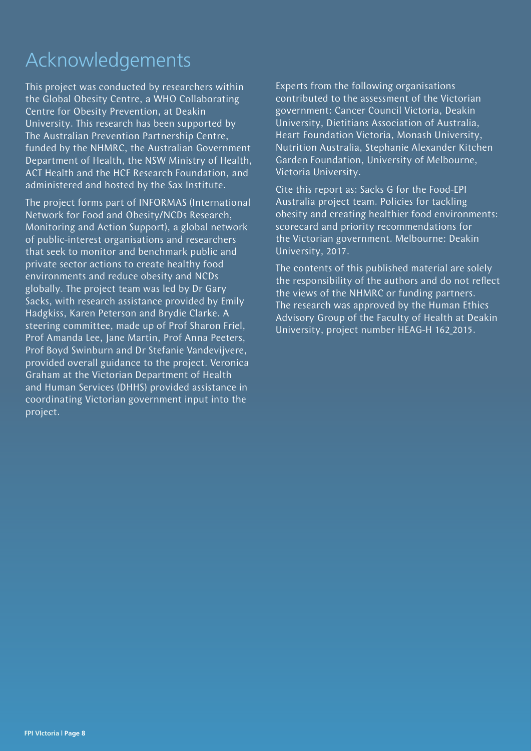# Acknowledgements

This project was conducted by researchers within the Global Obesity Centre, a WHO Collaborating Centre for Obesity Prevention, at Deakin University. This research has been supported by The Australian Prevention Partnership Centre, funded by the NHMRC, the Australian Government Department of Health, the NSW Ministry of Health, ACT Health and the HCF Research Foundation, and administered and hosted by the Sax Institute.

The project forms part of INFORMAS (International Network for Food and Obesity/NCDs Research, Monitoring and Action Support), a global network of public-interest organisations and researchers that seek to monitor and benchmark public and private sector actions to create healthy food environments and reduce obesity and NCDs globally. The project team was led by Dr Gary Sacks, with research assistance provided by Emily Hadgkiss, Karen Peterson and Brydie Clarke. A steering committee, made up of Prof Sharon Friel, Prof Amanda Lee, Jane Martin, Prof Anna Peeters, Prof Boyd Swinburn and Dr Stefanie Vandevijvere, provided overall guidance to the project. Veronica Graham at the Victorian Department of Health and Human Services (DHHS) provided assistance in coordinating Victorian government input into the project.

Experts from the following organisations contributed to the assessment of the Victorian government: Cancer Council Victoria, Deakin University, Dietitians Association of Australia, Heart Foundation Victoria, Monash University, Nutrition Australia, Stephanie Alexander Kitchen Garden Foundation, University of Melbourne, Victoria University.

Cite this report as: Sacks G for the Food-EPI Australia project team. Policies for tackling obesity and creating healthier food environments: scorecard and priority recommendations for the Victorian government. Melbourne: Deakin University, 2017.

The contents of this published material are solely the responsibility of the authors and do not reflect the views of the NHMRC or funding partners. The research was approved by the Human Ethics Advisory Group of the Faculty of Health at Deakin University, project number HEAG-H 162_2015.